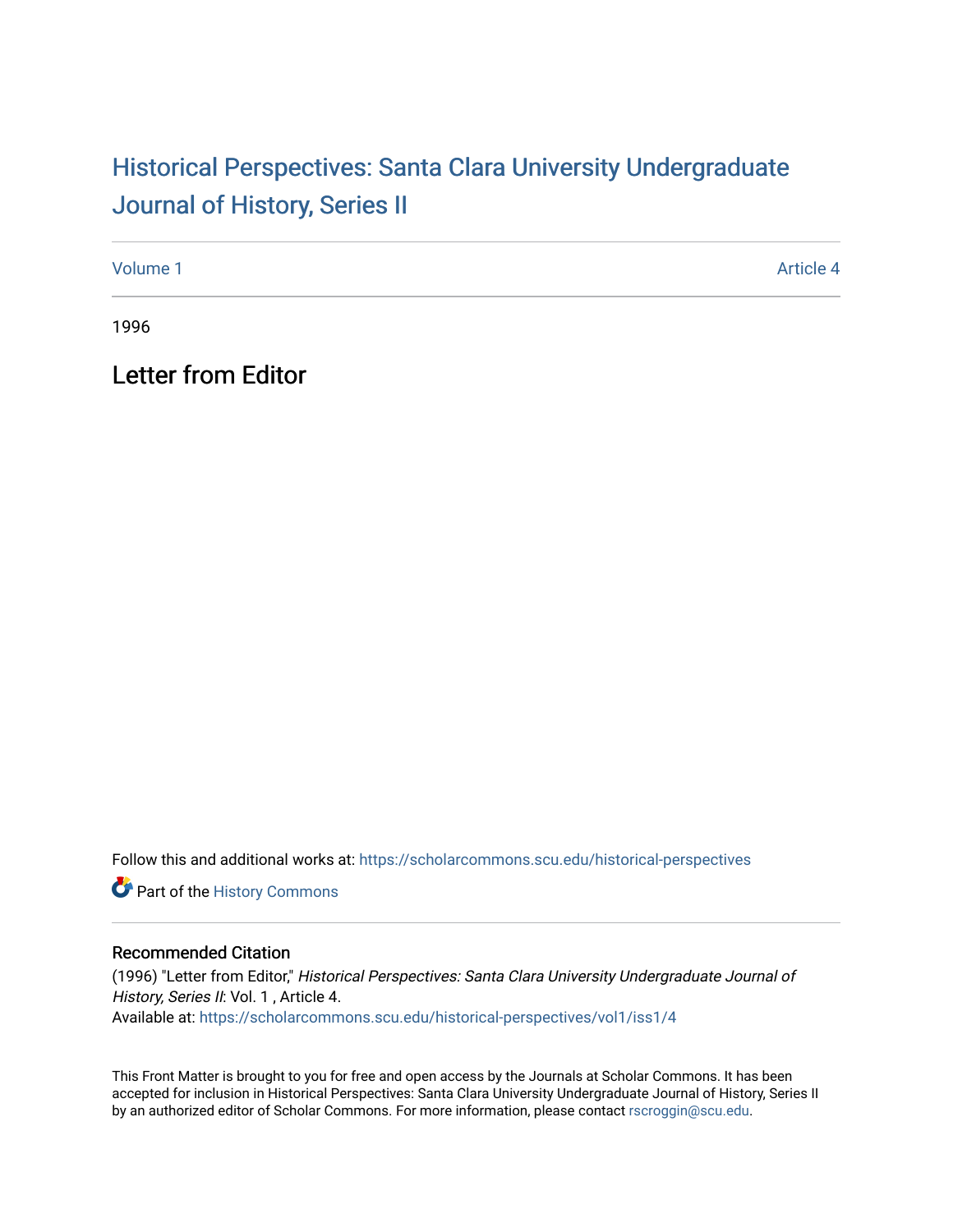# Historical Perspectives: Santa Clara University Undergraduate Journal of History, Series II

Volume 1 Article 4

1996

## Letter from Editor

Follow this and additional works at: https://scholarcommons.scu.edu/historical-perspectives

Part of the History Commons

### Recommended Citation

(1996) "Letter from Editor," *Historical Perspectives: Santa Clara University Undergraduate Journal of History, Series II*: Vol. 1 , Article 4.
Available at: https://scholarcommons.scu.edu/historical-perspectives/vol1/iss1/4

This Front Matter is brought to you for free and open access by the Journals at Scholar Commons. It has been accepted for inclusion in Historical Perspectives: Santa Clara University Undergraduate Journal of History, Series II by an authorized editor of Scholar Commons. For more information, please contact rscroggin@scu.edu.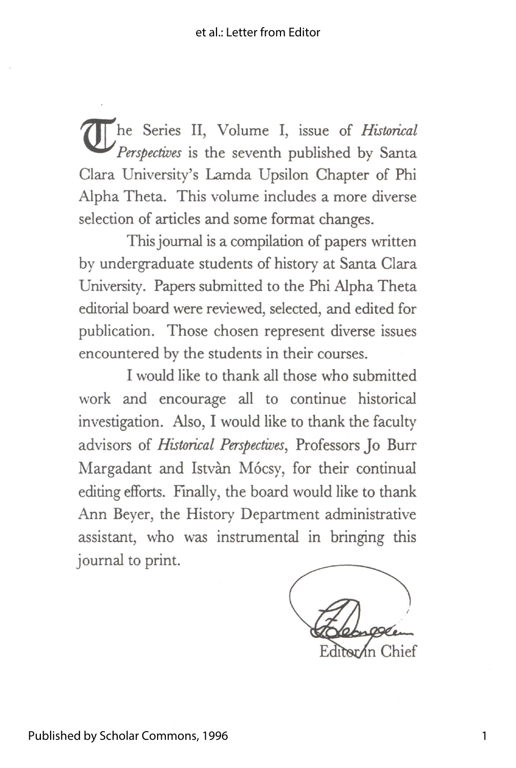The Series II, Volume I, issue of *Historical Perspectives* is the seventh published by Santa Clara University's Lamda Upsilon Chapter of Phi Alpha Theta. This volume includes a more diverse selection of articles and some format changes.

This journal is a compilation of papers written by undergraduate students of history at Santa Clara University. Papers submitted to the Phi Alpha Theta editorial board were reviewed, selected, and edited for publication. Those chosen represent diverse issues encountered by the students in their courses.

I would like to thank all those who submitted work and encourage all to continue historical investigation. Also, I would like to thank the faculty advisors of *Historical Perspectives*, Professors Jo Burr Margadant and Istvàn Mócsy, for their continual editing efforts. Finally, the board would like to thank Ann Beyer, the History Department administrative assistant, who was instrumental in bringing this journal to print.

Editor in Chief